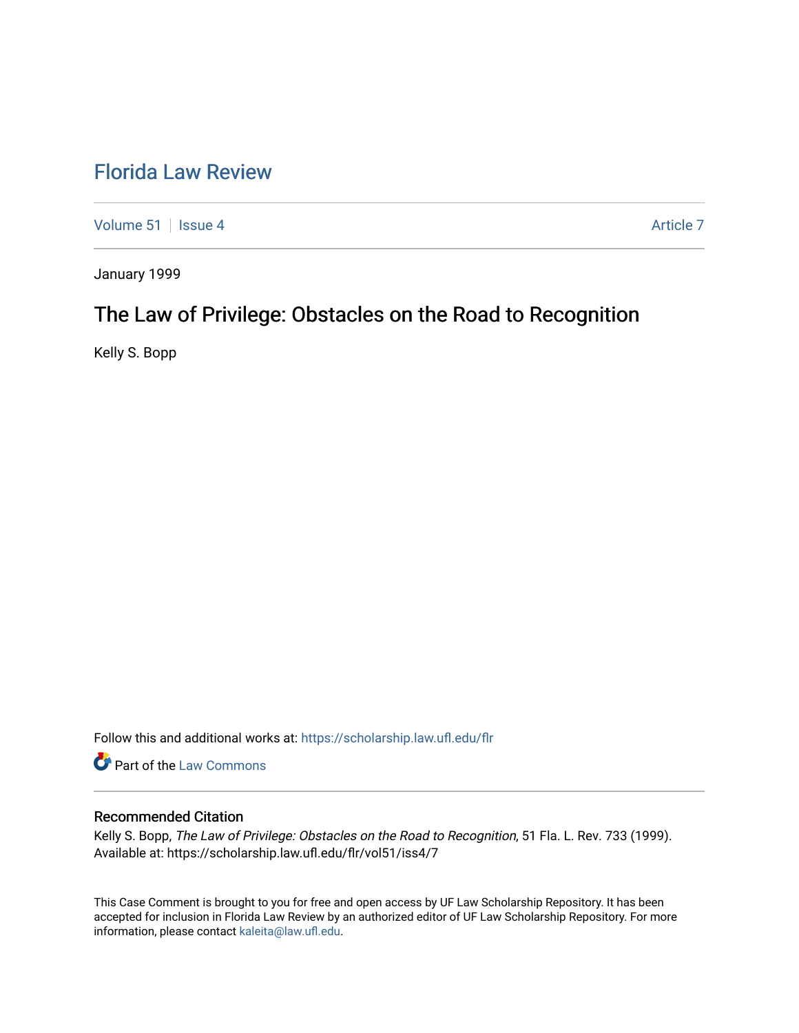# Florida Law Review

Volume 51 | Issue 4 | Article 7

January 1999

## The Law of Privilege: Obstacles on the Road to Recognition

Kelly S. Bopp

Follow this and additional works at: https://scholarship.law.ufl.edu/flr

Part of the Law Commons

### Recommended Citation

Kelly S. Bopp, *The Law of Privilege: Obstacles on the Road to Recognition*, 51 Fla. L. Rev. 733 (1999).
Available at: https://scholarship.law.ufl.edu/flr/vol51/iss4/7

This Case Comment is brought to you for free and open access by UF Law Scholarship Repository. It has been accepted for inclusion in Florida Law Review by an authorized editor of UF Law Scholarship Repository. For more information, please contact kaleita@law.ufl.edu.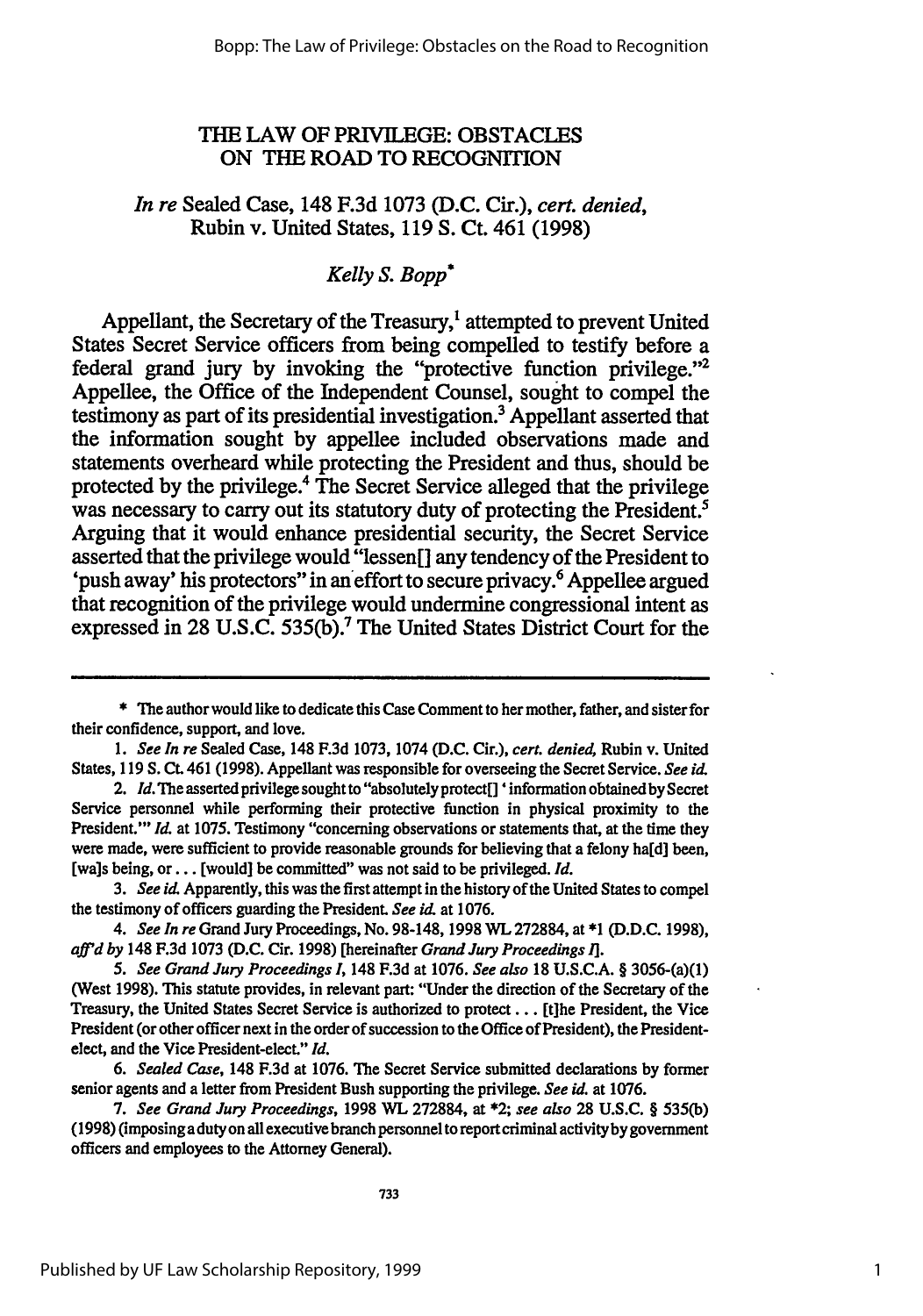# THE LAW OF PRIVILEGE: OBSTACLES ON THE ROAD TO RECOGNITION

## *In re* Sealed Case, 148 F.3d 1073 (D.C. Cir.), *cert. denied*, Rubin v. United States, 119 S. Ct. 461 (1998)

### *Kelly S. Bopp*[*]

Appellant, the Secretary of the Treasury,[1] attempted to prevent United States Secret Service officers from being compelled to testify before a federal grand jury by invoking the "protective function privilege."[2] Appellee, the Office of the Independent Counsel, sought to compel the testimony as part of its presidential investigation.[3] Appellant asserted that the information sought by appellee included observations made and statements overheard while protecting the President and thus, should be protected by the privilege.[4] The Secret Service alleged that the privilege was necessary to carry out its statutory duty of protecting the President.[5] Arguing that it would enhance presidential security, the Secret Service asserted that the privilege would "lessen[] any tendency of the President to 'push away' his protectors" in an effort to secure privacy.[6] Appellee argued that recognition of the privilege would undermine congressional intent as expressed in 28 U.S.C. 535(b).[7] The United States District Court for the

---

\* The author would like to dedicate this Case Comment to her mother, father, and sister for their confidence, support, and love.

1. *See In re* Sealed Case, 148 F.3d 1073, 1074 (D.C. Cir.), *cert. denied*, Rubin v. United States, 119 S. Ct. 461 (1998). Appellant was responsible for overseeing the Secret Service. *See id.*

2. *Id.* The asserted privilege sought to "absolutely protect[] 'information obtained by Secret Service personnel while performing their protective function in physical proximity to the President.'" *Id.* at 1075. Testimony "concerning observations or statements that, at the time they were made, were sufficient to provide reasonable grounds for believing that a felony ha[d] been, [wa]s being, or . . . [would] be committed" was not said to be privileged. *Id.*

3. *See id.* Apparently, this was the first attempt in the history of the United States to compel the testimony of officers guarding the President. *See id.* at 1076.

4. *See In re* Grand Jury Proceedings, No. 98-148, 1998 WL 272884, at \*1 (D.D.C. 1998), *aff'd by* 148 F.3d 1073 (D.C. Cir. 1998) [hereinafter *Grand Jury Proceedings I*].

5. *See Grand Jury Proceedings I*, 148 F.3d at 1076. *See also* 18 U.S.C.A. § 3056-(a)(1) (West 1998). This statute provides, in relevant part: "Under the direction of the Secretary of the Treasury, the United States Secret Service is authorized to protect . . . [t]he President, the Vice President (or other officer next in the order of succession to the Office of President), the President-elect, and the Vice President-elect." *Id.*

6. *Sealed Case*, 148 F.3d at 1076. The Secret Service submitted declarations by former senior agents and a letter from President Bush supporting the privilege. *See id.* at 1076.

7. *See Grand Jury Proceedings*, 1998 WL 272884, at \*2; *see also* 28 U.S.C. § 535(b) (1998) (imposing a duty on all executive branch personnel to report criminal activity by government officers and employees to the Attorney General).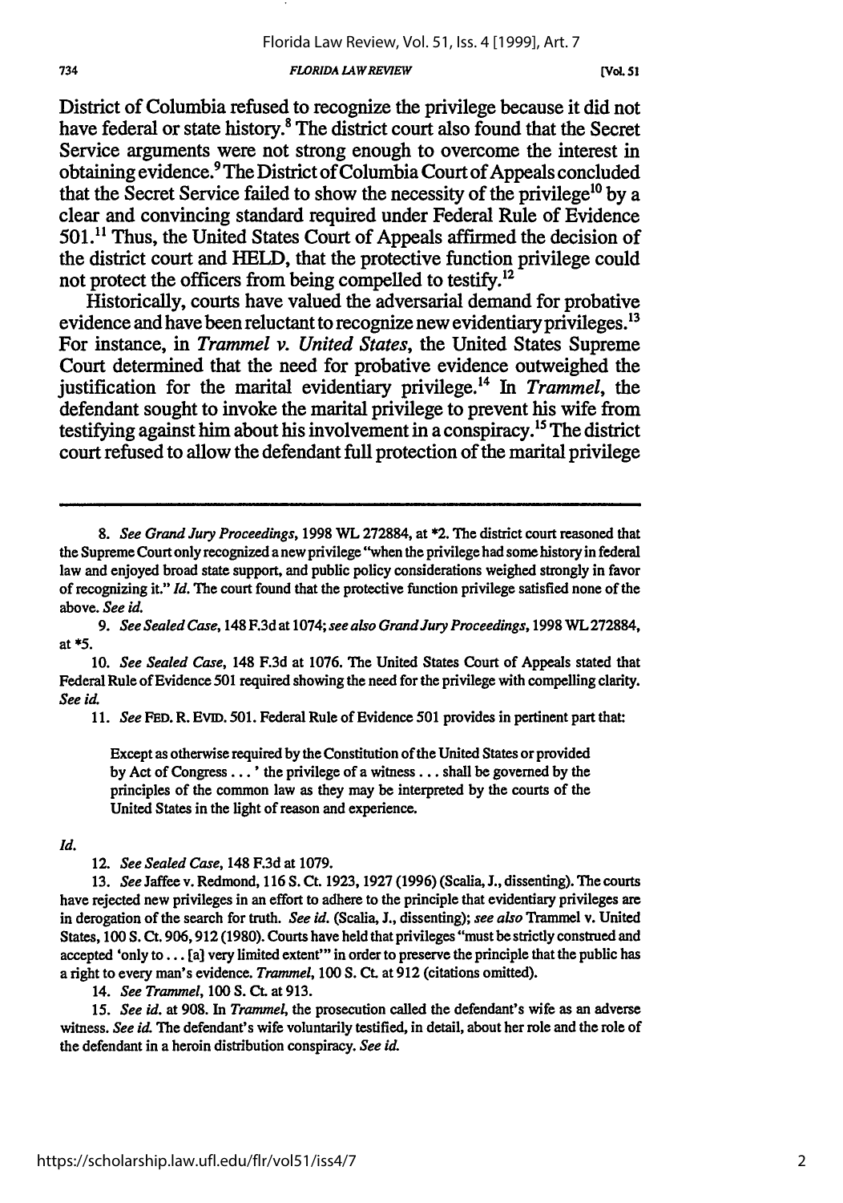District of Columbia refused to recognize the privilege because it did not have federal or state history.[8] The district court also found that the Secret Service arguments were not strong enough to overcome the interest in obtaining evidence.[9] The District of Columbia Court of Appeals concluded that the Secret Service failed to show the necessity of the privilege[10] by a clear and convincing standard required under Federal Rule of Evidence 501.[11] Thus, the United States Court of Appeals affirmed the decision of the district court and HELD, that the protective function privilege could not protect the officers from being compelled to testify.[12]

Historically, courts have valued the adversarial demand for probative evidence and have been reluctant to recognize new evidentiary privileges.[13] For instance, in *Trammel v. United States*, the United States Supreme Court determined that the need for probative evidence outweighed the justification for the marital evidentiary privilege.[14] In *Trammel*, the defendant sought to invoke the marital privilege to prevent his wife from testifying against him about his involvement in a conspiracy.[15] The district court refused to allow the defendant full protection of the marital privilege

---

8. *See Grand Jury Proceedings*, 1998 WL 272884, at *2. The district court reasoned that the Supreme Court only recognized a new privilege "when the privilege had some history in federal law and enjoyed broad state support, and public policy considerations weighed strongly in favor of recognizing it." *Id.* The court found that the protective function privilege satisfied none of the above. *See id.*

9. *See Sealed Case*, 148 F.3d at 1074; *see also Grand Jury Proceedings*, 1998 WL 272884, at *5.

10. *See Sealed Case*, 148 F.3d at 1076. The United States Court of Appeals stated that Federal Rule of Evidence 501 required showing the need for the privilege with compelling clarity. *See id.*

11. *See* FED. R. EVID. 501. Federal Rule of Evidence 501 provides in pertinent part that:

> Except as otherwise required by the Constitution of the United States or provided by Act of Congress . . . ' the privilege of a witness . . . shall be governed by the principles of the common law as they may be interpreted by the courts of the United States in the light of reason and experience.

*Id.*

12. *See Sealed Case*, 148 F.3d at 1079.

13. *See* Jaffee v. Redmond, 116 S. Ct. 1923, 1927 (1996) (Scalia, J., dissenting). The courts have rejected new privileges in an effort to adhere to the principle that evidentiary privileges are in derogation of the search for truth. *See id.* (Scalia, J., dissenting); *see also* Trammel v. United States, 100 S. Ct. 906, 912 (1980). Courts have held that privileges "must be strictly construed and accepted 'only to . . . [a] very limited extent'" in order to preserve the principle that the public has a right to every man's evidence. *Trammel*, 100 S. Ct. at 912 (citations omitted).

14. *See Trammel*, 100 S. Ct. at 913.

15. *See id.* at 908. In *Trammel*, the prosecution called the defendant's wife as an adverse witness. *See id.* The defendant's wife voluntarily testified, in detail, about her role and the role of the defendant in a heroin distribution conspiracy. *See id.*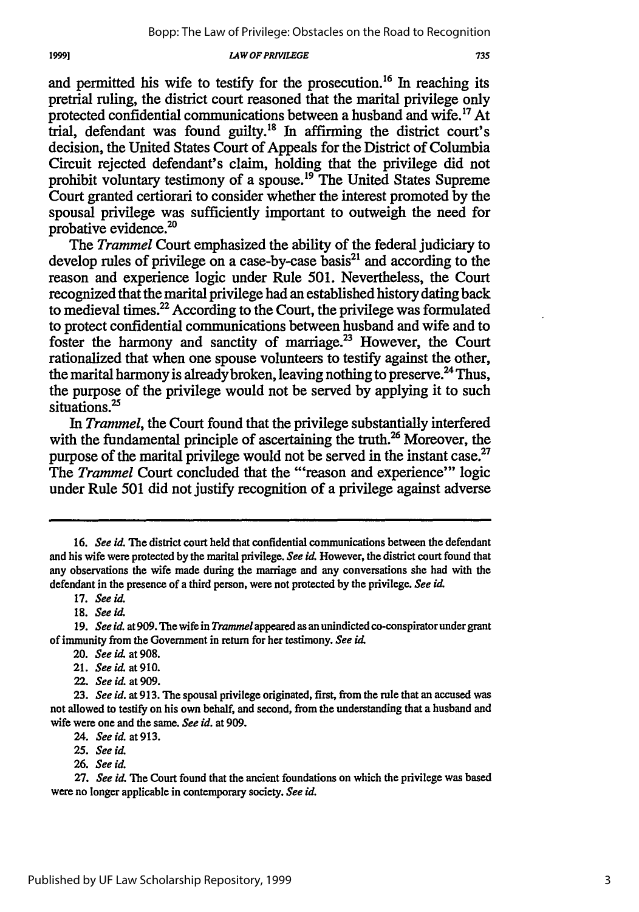and permitted his wife to testify for the prosecution.[16] In reaching its pretrial ruling, the district court reasoned that the marital privilege only protected confidential communications between a husband and wife.[17] At trial, defendant was found guilty.[18] In affirming the district court's decision, the United States Court of Appeals for the District of Columbia Circuit rejected defendant's claim, holding that the privilege did not prohibit voluntary testimony of a spouse.[19] The United States Supreme Court granted certiorari to consider whether the interest promoted by the spousal privilege was sufficiently important to outweigh the need for probative evidence.[20]

The *Trammel* Court emphasized the ability of the federal judiciary to develop rules of privilege on a case-by-case basis[21] and according to the reason and experience logic under Rule 501. Nevertheless, the Court recognized that the marital privilege had an established history dating back to medieval times.[22] According to the Court, the privilege was formulated to protect confidential communications between husband and wife and to foster the harmony and sanctity of marriage.[23] However, the Court rationalized that when one spouse volunteers to testify against the other, the marital harmony is already broken, leaving nothing to preserve.[24] Thus, the purpose of the privilege would not be served by applying it to such situations.[25]

In *Trammel*, the Court found that the privilege substantially interfered with the fundamental principle of ascertaining the truth.[26] Moreover, the purpose of the marital privilege would not be served in the instant case.[27] The *Trammel* Court concluded that the "'reason and experience'" logic under Rule 501 did not justify recognition of a privilege against adverse

---

16. *See id.* The district court held that confidential communications between the defendant and his wife were protected by the marital privilege. *See id.* However, the district court found that any observations the wife made during the marriage and any conversations she had with the defendant in the presence of a third person, were not protected by the privilege. *See id.*

17. *See id.*

18. *See id.*

19. *See id.* at 909. The wife in *Trammel* appeared as an unindicted co-conspirator under grant of immunity from the Government in return for her testimony. *See id.*

20. *See id.* at 908.

21. *See id.* at 910.

22. *See id.* at 909.

23. *See id.* at 913. The spousal privilege originated, first, from the rule that an accused was not allowed to testify on his own behalf, and second, from the understanding that a husband and wife were one and the same. *See id.* at 909.

24. *See id.* at 913.

25. *See id.*

26. *See id.*

27. *See id.* The Court found that the ancient foundations on which the privilege was based were no longer applicable in contemporary society. *See id.*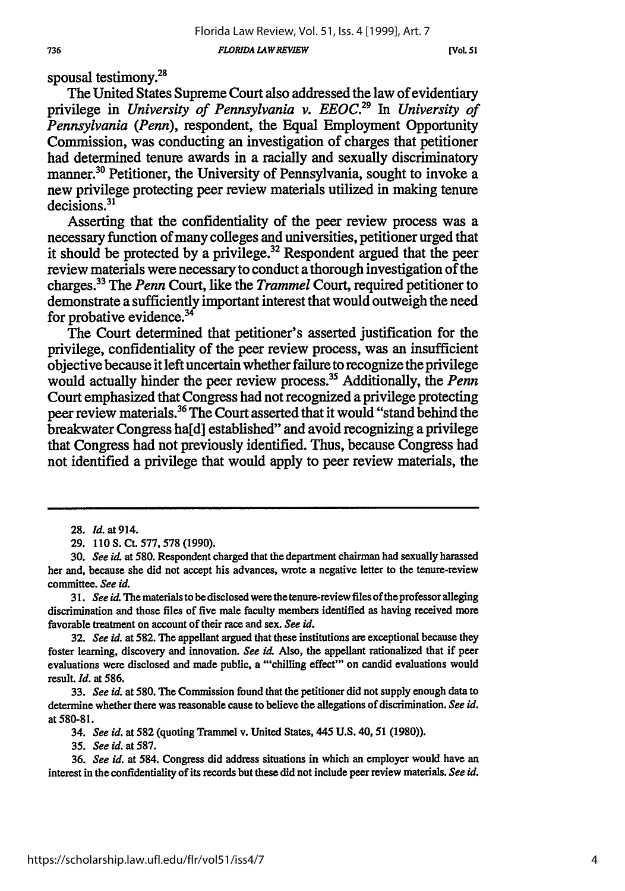spousal testimony.[28]

The United States Supreme Court also addressed the law of evidentiary privilege in *University of Pennsylvania v. EEOC*.[29] In *University of Pennsylvania (Penn)*, respondent, the Equal Employment Opportunity Commission, was conducting an investigation of charges that petitioner had determined tenure awards in a racially and sexually discriminatory manner.[30] Petitioner, the University of Pennsylvania, sought to invoke a new privilege protecting peer review materials utilized in making tenure decisions.[31]

Asserting that the confidentiality of the peer review process was a necessary function of many colleges and universities, petitioner urged that it should be protected by a privilege.[32] Respondent argued that the peer review materials were necessary to conduct a thorough investigation of the charges.[33] The *Penn* Court, like the *Trammel* Court, required petitioner to demonstrate a sufficiently important interest that would outweigh the need for probative evidence.[34]

The Court determined that petitioner's asserted justification for the privilege, confidentiality of the peer review process, was an insufficient objective because it left uncertain whether failure to recognize the privilege would actually hinder the peer review process.[35] Additionally, the *Penn* Court emphasized that Congress had not recognized a privilege protecting peer review materials.[36] The Court asserted that it would "stand behind the breakwater Congress ha[d] established" and avoid recognizing a privilege that Congress had not previously identified. Thus, because Congress had not identified a privilege that would apply to peer review materials, the

---

28. *Id.* at 914.

29. 110 S. Ct. 577, 578 (1990).

30. *See id.* at 580. Respondent charged that the department chairman had sexually harassed her and, because she did not accept his advances, wrote a negative letter to the tenure-review committee. *See id.*

31. *See id.* The materials to be disclosed were the tenure-review files of the professor alleging discrimination and those files of five male faculty members identified as having received more favorable treatment on account of their race and sex. *See id.*

32. *See id.* at 582. The appellant argued that these institutions are exceptional because they foster learning, discovery and innovation. *See id.* Also, the appellant rationalized that if peer evaluations were disclosed and made public, a "'chilling effect'" on candid evaluations would result. *Id.* at 586.

33. *See id.* at 580. The Commission found that the petitioner did not supply enough data to determine whether there was reasonable cause to believe the allegations of discrimination. *See id.* at 580-81.

34. *See id.* at 582 (quoting Trammel v. United States, 445 U.S. 40, 51 (1980)).

35. *See id.* at 587.

36. *See id.* at 584. Congress did address situations in which an employer would have an interest in the confidentiality of its records but these did not include peer review materials. *See id.*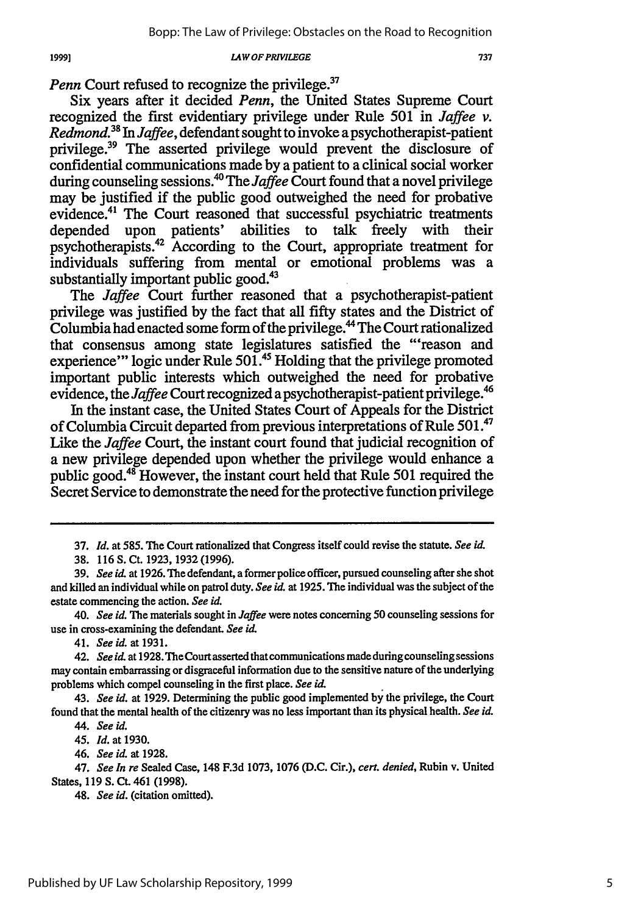*Penn* Court refused to recognize the privilege.[37]

Six years after it decided *Penn*, the United States Supreme Court recognized the first evidentiary privilege under Rule 501 in *Jaffee v. Redmond*.[38] In *Jaffee*, defendant sought to invoke a psychotherapist-patient privilege.[39] The asserted privilege would prevent the disclosure of confidential communications made by a patient to a clinical social worker during counseling sessions.[40] The *Jaffee* Court found that a novel privilege may be justified if the public good outweighed the need for probative evidence.[41] The Court reasoned that successful psychiatric treatments depended upon patients' abilities to talk freely with their psychotherapists.[42] According to the Court, appropriate treatment for individuals suffering from mental or emotional problems was a substantially important public good.[43]

The *Jaffee* Court further reasoned that a psychotherapist-patient privilege was justified by the fact that all fifty states and the District of Columbia had enacted some form of the privilege.[44] The Court rationalized that consensus among state legislatures satisfied the "'reason and experience'" logic under Rule 501.[45] Holding that the privilege promoted important public interests which outweighed the need for probative evidence, the *Jaffee* Court recognized a psychotherapist-patient privilege.[46]

In the instant case, the United States Court of Appeals for the District of Columbia Circuit departed from previous interpretations of Rule 501.[47] Like the *Jaffee* Court, the instant court found that judicial recognition of a new privilege depended upon whether the privilege would enhance a public good.[48] However, the instant court held that Rule 501 required the Secret Service to demonstrate the need for the protective function privilege

---

37. *Id.* at 585. The Court rationalized that Congress itself could revise the statute. *See id.*

38. 116 S. Ct. 1923, 1932 (1996).

39. *See id.* at 1926. The defendant, a former police officer, pursued counseling after she shot and killed an individual while on patrol duty. *See id.* at 1925. The individual was the subject of the estate commencing the action. *See id.*

40. *See id.* The materials sought in *Jaffee* were notes concerning 50 counseling sessions for use in cross-examining the defendant. *See id.*

41. *See id.* at 1931.

42. *See id.* at 1928. The Court asserted that communications made during counseling sessions may contain embarrassing or disgraceful information due to the sensitive nature of the underlying problems which compel counseling in the first place. *See id.*

43. *See id.* at 1929. Determining the public good implemented by the privilege, the Court found that the mental health of the citizenry was no less important than its physical health. *See id.*

44. *See id.*

45. *Id.* at 1930.

46. *See id.* at 1928.

47. *See In re* Sealed Case, 148 F.3d 1073, 1076 (D.C. Cir.), *cert. denied*, Rubin v. United States, 119 S. Ct. 461 (1998).

48. *See id.* (citation omitted).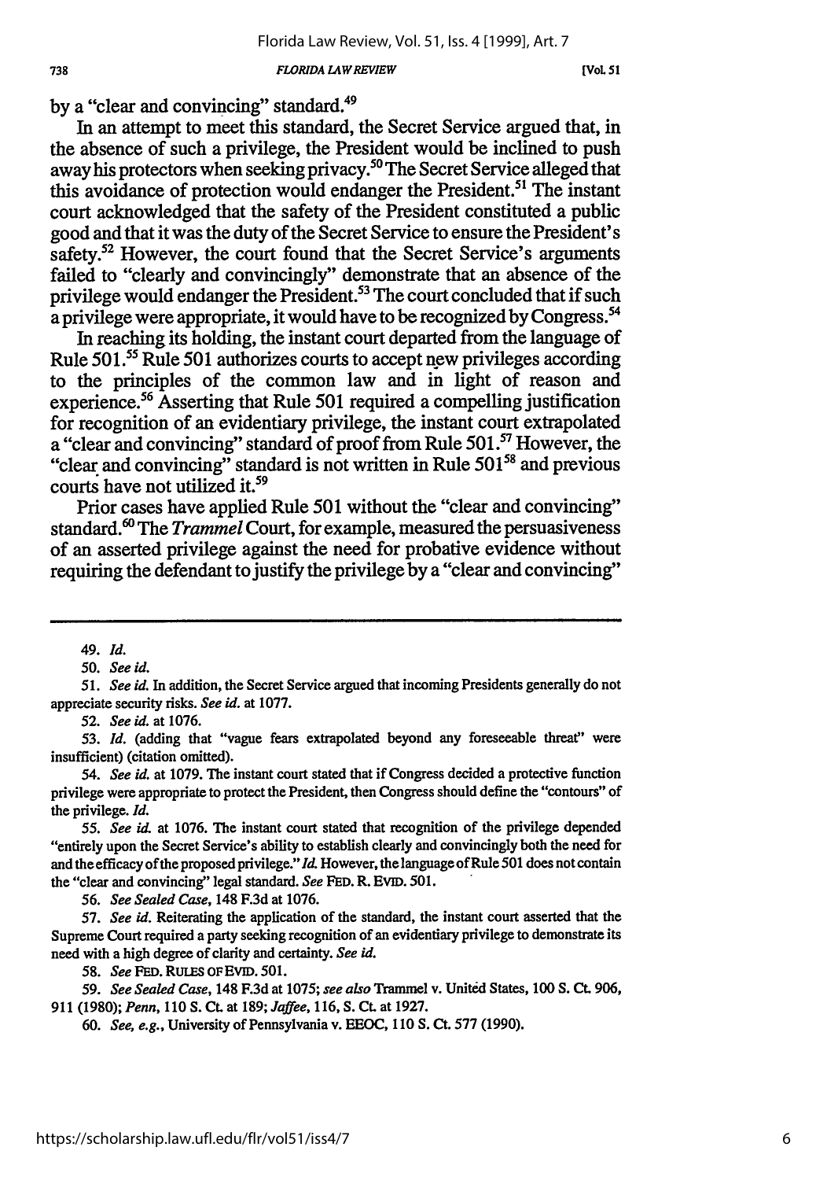by a "clear and convincing" standard.[49]

In an attempt to meet this standard, the Secret Service argued that, in the absence of such a privilege, the President would be inclined to push away his protectors when seeking privacy.[50] The Secret Service alleged that this avoidance of protection would endanger the President.[51] The instant court acknowledged that the safety of the President constituted a public good and that it was the duty of the Secret Service to ensure the President's safety.[52] However, the court found that the Secret Service's arguments failed to "clearly and convincingly" demonstrate that an absence of the privilege would endanger the President.[53] The court concluded that if such a privilege were appropriate, it would have to be recognized by Congress.[54]

In reaching its holding, the instant court departed from the language of Rule 501.[55] Rule 501 authorizes courts to accept new privileges according to the principles of the common law and in light of reason and experience.[56] Asserting that Rule 501 required a compelling justification for recognition of an evidentiary privilege, the instant court extrapolated a "clear and convincing" standard of proof from Rule 501.[57] However, the "clear and convincing" standard is not written in Rule 501[58] and previous courts have not utilized it.[59]

Prior cases have applied Rule 501 without the "clear and convincing" standard.[60] The *Trammel* Court, for example, measured the persuasiveness of an asserted privilege against the need for probative evidence without requiring the defendant to justify the privilege by a "clear and convincing"

---

49. *Id.*

50. *See id.*

51. *See id.* In addition, the Secret Service argued that incoming Presidents generally do not appreciate security risks. *See id.* at 1077.

52. *See id.* at 1076.

53. *Id.* (adding that "vague fears extrapolated beyond any foreseeable threat" were insufficient) (citation omitted).

54. *See id.* at 1079. The instant court stated that if Congress decided a protective function privilege were appropriate to protect the President, then Congress should define the "contours" of the privilege. *Id.*

55. *See id.* at 1076. The instant court stated that recognition of the privilege depended "entirely upon the Secret Service's ability to establish clearly and convincingly both the need for and the efficacy of the proposed privilege." *Id.* However, the language of Rule 501 does not contain the "clear and convincing" legal standard. *See* FED. R. EVID. 501.

56. *See Sealed Case*, 148 F.3d at 1076.

57. *See id.* Reiterating the application of the standard, the instant court asserted that the Supreme Court required a party seeking recognition of an evidentiary privilege to demonstrate its need with a high degree of clarity and certainty. *See id.*

58. *See* FED. RULES OF EVID. 501.

59. *See Sealed Case*, 148 F.3d at 1075; *see also* Trammel v. United States, 100 S. Ct. 906, 911 (1980); *Penn*, 110 S. Ct. at 189; *Jaffee*, 116, S. Ct. at 1927.

60. *See, e.g.*, University of Pennsylvania v. EEOC, 110 S. Ct. 577 (1990).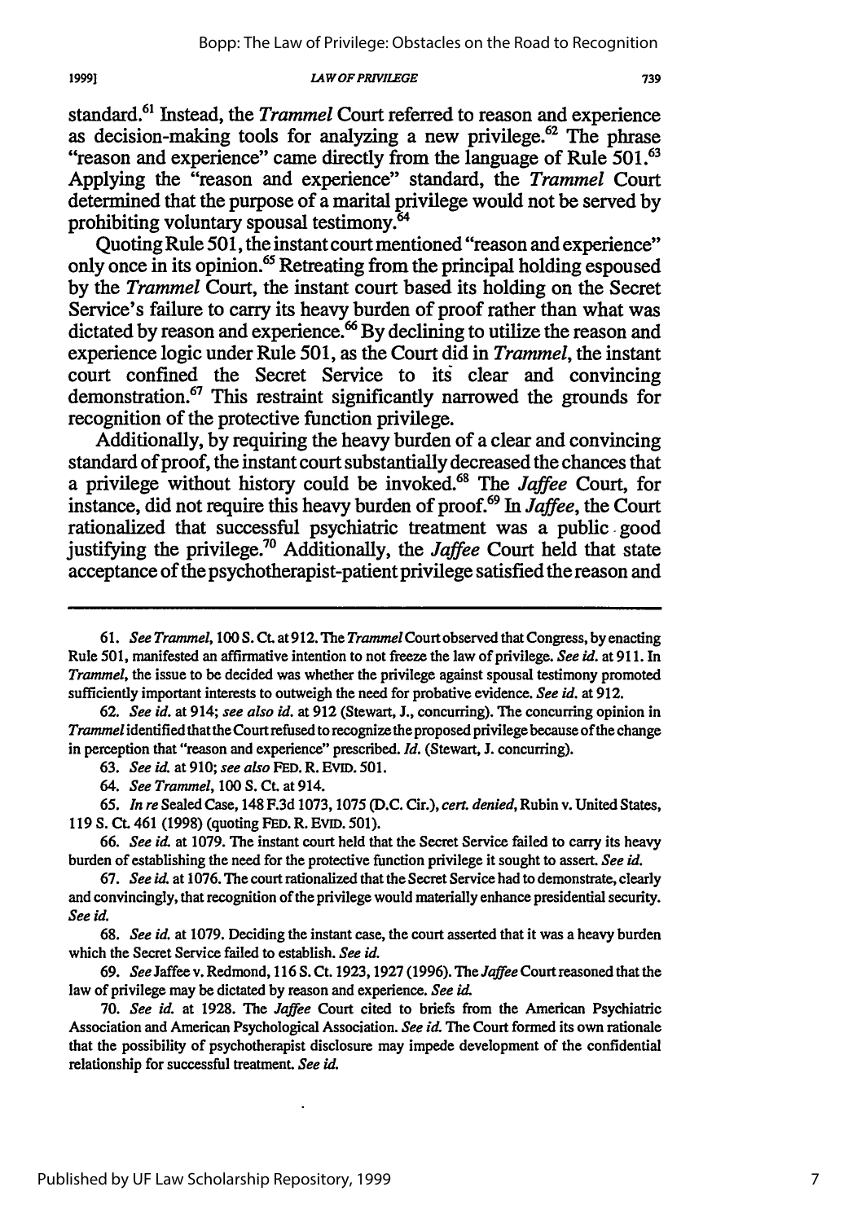standard.[61] Instead, the *Trammel* Court referred to reason and experience as decision-making tools for analyzing a new privilege.[62] The phrase "reason and experience" came directly from the language of Rule 501.[63] Applying the "reason and experience" standard, the *Trammel* Court determined that the purpose of a marital privilege would not be served by prohibiting voluntary spousal testimony.[64]

Quoting Rule 501, the instant court mentioned "reason and experience" only once in its opinion.[65] Retreating from the principal holding espoused by the *Trammel* Court, the instant court based its holding on the Secret Service's failure to carry its heavy burden of proof rather than what was dictated by reason and experience.[66] By declining to utilize the reason and experience logic under Rule 501, as the Court did in *Trammel*, the instant court confined the Secret Service to its clear and convincing demonstration.[67] This restraint significantly narrowed the grounds for recognition of the protective function privilege.

Additionally, by requiring the heavy burden of a clear and convincing standard of proof, the instant court substantially decreased the chances that a privilege without history could be invoked.[68] The *Jaffee* Court, for instance, did not require this heavy burden of proof.[69] In *Jaffee*, the Court rationalized that successful psychiatric treatment was a public good justifying the privilege.[70] Additionally, the *Jaffee* Court held that state acceptance of the psychotherapist-patient privilege satisfied the reason and

---

61. *See Trammel*, 100 S. Ct. at 912. The *Trammel* Court observed that Congress, by enacting Rule 501, manifested an affirmative intention to not freeze the law of privilege. *See id.* at 911. In *Trammel*, the issue to be decided was whether the privilege against spousal testimony promoted sufficiently important interests to outweigh the need for probative evidence. *See id.* at 912.

62. *See id.* at 914; *see also id.* at 912 (Stewart, J., concurring). The concurring opinion in *Trammel* identified that the Court refused to recognize the proposed privilege because of the change in perception that "reason and experience" prescribed. *Id.* (Stewart, J. concurring).

63. *See id.* at 910; *see also* FED. R. EVID. 501.

64. *See Trammel*, 100 S. Ct. at 914.

65. *In re* Sealed Case, 148 F.3d 1073, 1075 (D.C. Cir.), *cert. denied*, Rubin v. United States, 119 S. Ct. 461 (1998) (quoting FED. R. EVID. 501).

66. *See id.* at 1079. The instant court held that the Secret Service failed to carry its heavy burden of establishing the need for the protective function privilege it sought to assert. *See id.*

67. *See id.* at 1076. The court rationalized that the Secret Service had to demonstrate, clearly and convincingly, that recognition of the privilege would materially enhance presidential security. *See id.*

68. *See id.* at 1079. Deciding the instant case, the court asserted that it was a heavy burden which the Secret Service failed to establish. *See id.*

69. *See* Jaffee v. Redmond, 116 S. Ct. 1923, 1927 (1996). The *Jaffee* Court reasoned that the law of privilege may be dictated by reason and experience. *See id.*

70. *See id.* at 1928. The *Jaffee* Court cited to briefs from the American Psychiatric Association and American Psychological Association. *See id.* The Court formed its own rationale that the possibility of psychotherapist disclosure may impede development of the confidential relationship for successful treatment. *See id.*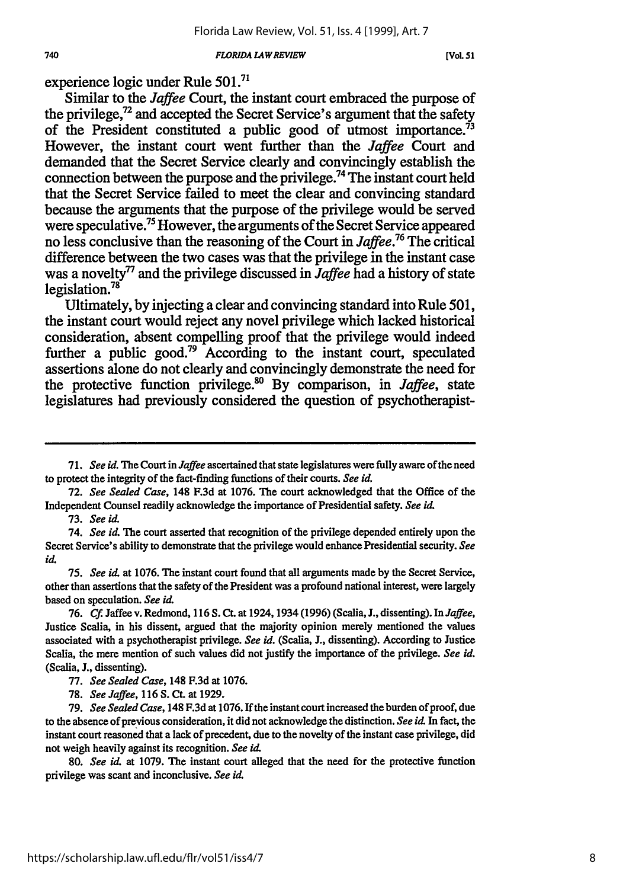experience logic under Rule 501.[71]

Similar to the *Jaffee* Court, the instant court embraced the purpose of the privilege,[72] and accepted the Secret Service's argument that the safety of the President constituted a public good of utmost importance.[73] However, the instant court went further than the *Jaffee* Court and demanded that the Secret Service clearly and convincingly establish the connection between the purpose and the privilege.[74] The instant court held that the Secret Service failed to meet the clear and convincing standard because the arguments that the purpose of the privilege would be served were speculative.[75] However, the arguments of the Secret Service appeared no less conclusive than the reasoning of the Court in *Jaffee*.[76] The critical difference between the two cases was that the privilege in the instant case was a novelty[77] and the privilege discussed in *Jaffee* had a history of state legislation.[78]

Ultimately, by injecting a clear and convincing standard into Rule 501, the instant court would reject any novel privilege which lacked historical consideration, absent compelling proof that the privilege would indeed further a public good.[79] According to the instant court, speculated assertions alone do not clearly and convincingly demonstrate the need for the protective function privilege.[80] By comparison, in *Jaffee*, state legislatures had previously considered the question of psychotherapist-

---

71. *See id.* The Court in *Jaffee* ascertained that state legislatures were fully aware of the need to protect the integrity of the fact-finding functions of their courts. *See id.*

72. *See Sealed Case*, 148 F.3d at 1076. The court acknowledged that the Office of the Independent Counsel readily acknowledge the importance of Presidential safety. *See id.*

73. *See id.*

74. *See id.* The court asserted that recognition of the privilege depended entirely upon the Secret Service's ability to demonstrate that the privilege would enhance Presidential security. *See id.*

75. *See id.* at 1076. The instant court found that all arguments made by the Secret Service, other than assertions that the safety of the President was a profound national interest, were largely based on speculation. *See id.*

76. *Cf.* Jaffee v. Redmond, 116 S. Ct. at 1924, 1934 (1996) (Scalia, J., dissenting). In *Jaffee*, Justice Scalia, in his dissent, argued that the majority opinion merely mentioned the values associated with a psychotherapist privilege. *See id.* (Scalia, J., dissenting). According to Justice Scalia, the mere mention of such values did not justify the importance of the privilege. *See id.* (Scalia, J., dissenting).

77. *See Sealed Case*, 148 F.3d at 1076.

78. *See Jaffee*, 116 S. Ct. at 1929.

79. *See Sealed Case*, 148 F.3d at 1076. If the instant court increased the burden of proof, due to the absence of previous consideration, it did not acknowledge the distinction. *See id.* In fact, the instant court reasoned that a lack of precedent, due to the novelty of the instant case privilege, did not weigh heavily against its recognition. *See id.*

80. *See id.* at 1079. The instant court alleged that the need for the protective function privilege was scant and inconclusive. *See id.*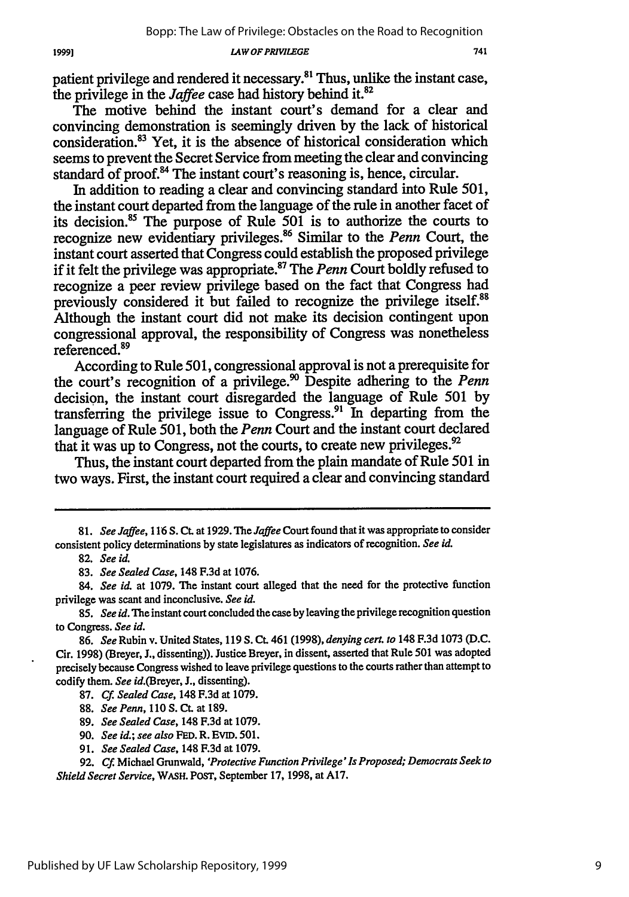patient privilege and rendered it necessary.[81] Thus, unlike the instant case, the privilege in the *Jaffee* case had history behind it.[82]

The motive behind the instant court's demand for a clear and convincing demonstration is seemingly driven by the lack of historical consideration.[83] Yet, it is the absence of historical consideration which seems to prevent the Secret Service from meeting the clear and convincing standard of proof.[84] The instant court's reasoning is, hence, circular.

In addition to reading a clear and convincing standard into Rule 501, the instant court departed from the language of the rule in another facet of its decision.[85] The purpose of Rule 501 is to authorize the courts to recognize new evidentiary privileges.[86] Similar to the *Penn* Court, the instant court asserted that Congress could establish the proposed privilege if it felt the privilege was appropriate.[87] The *Penn* Court boldly refused to recognize a peer review privilege based on the fact that Congress had previously considered it but failed to recognize the privilege itself.[88] Although the instant court did not make its decision contingent upon congressional approval, the responsibility of Congress was nonetheless referenced.[89]

According to Rule 501, congressional approval is not a prerequisite for the court's recognition of a privilege.[90] Despite adhering to the *Penn* decision, the instant court disregarded the language of Rule 501 by transferring the privilege issue to Congress.[91] In departing from the language of Rule 501, both the *Penn* Court and the instant court declared that it was up to Congress, not the courts, to create new privileges.[92]

Thus, the instant court departed from the plain mandate of Rule 501 in two ways. First, the instant court required a clear and convincing standard

---

81. *See Jaffee*, 116 S. Ct. at 1929. The *Jaffee* Court found that it was appropriate to consider consistent policy determinations by state legislatures as indicators of recognition. *See id.*

82. *See id.*

83. *See Sealed Case*, 148 F.3d at 1076.

84. *See id.* at 1079. The instant court alleged that the need for the protective function privilege was scant and inconclusive. *See id.*

85. *See id.* The instant court concluded the case by leaving the privilege recognition question to Congress. *See id.*

86. *See* Rubin v. United States, 119 S. Ct. 461 (1998), *denying cert. to* 148 F.3d 1073 (D.C. Cir. 1998) (Breyer, J., dissenting)). Justice Breyer, in dissent, asserted that Rule 501 was adopted precisely because Congress wished to leave privilege questions to the courts rather than attempt to codify them. *See id.*(Breyer, J., dissenting).

87. *Cf. Sealed Case*, 148 F.3d at 1079.

88. *See Penn*, 110 S. Ct. at 189.

89. *See Sealed Case*, 148 F.3d at 1079.

90. *See id.*; *see also* FED. R. EVID. 501.

91. *See Sealed Case*, 148 F.3d at 1079.

92. *Cf.* Michael Grunwald, *'Protective Function Privilege' Is Proposed; Democrats Seek to Shield Secret Service*, WASH. POST, September 17, 1998, at A17.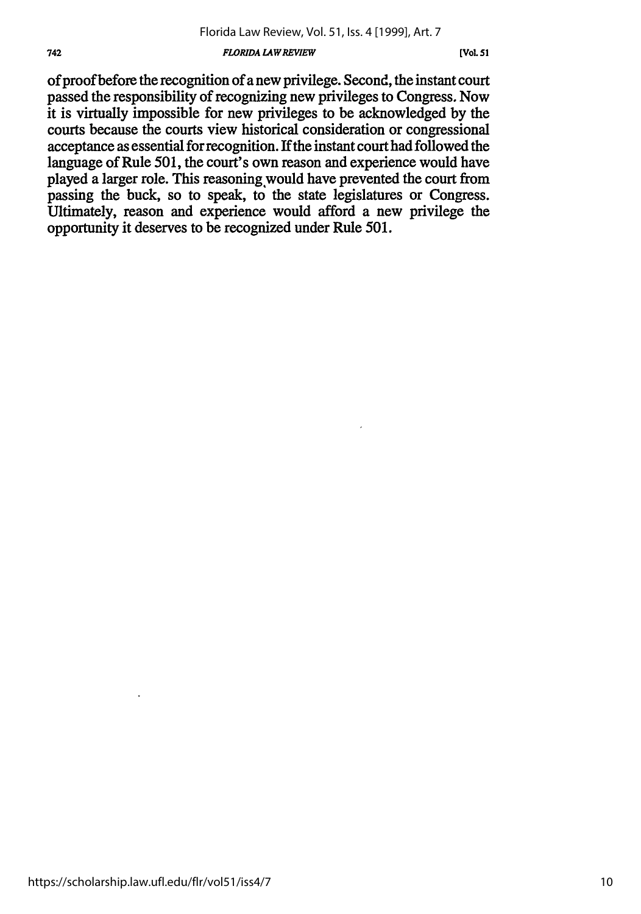of proof before the recognition of a new privilege. Second, the instant court passed the responsibility of recognizing new privileges to Congress. Now it is virtually impossible for new privileges to be acknowledged by the courts because the courts view historical consideration or congressional acceptance as essential for recognition. If the instant court had followed the language of Rule 501, the court's own reason and experience would have played a larger role. This reasoning would have prevented the court from passing the buck, so to speak, to the state legislatures or Congress. Ultimately, reason and experience would afford a new privilege the opportunity it deserves to be recognized under Rule 501.